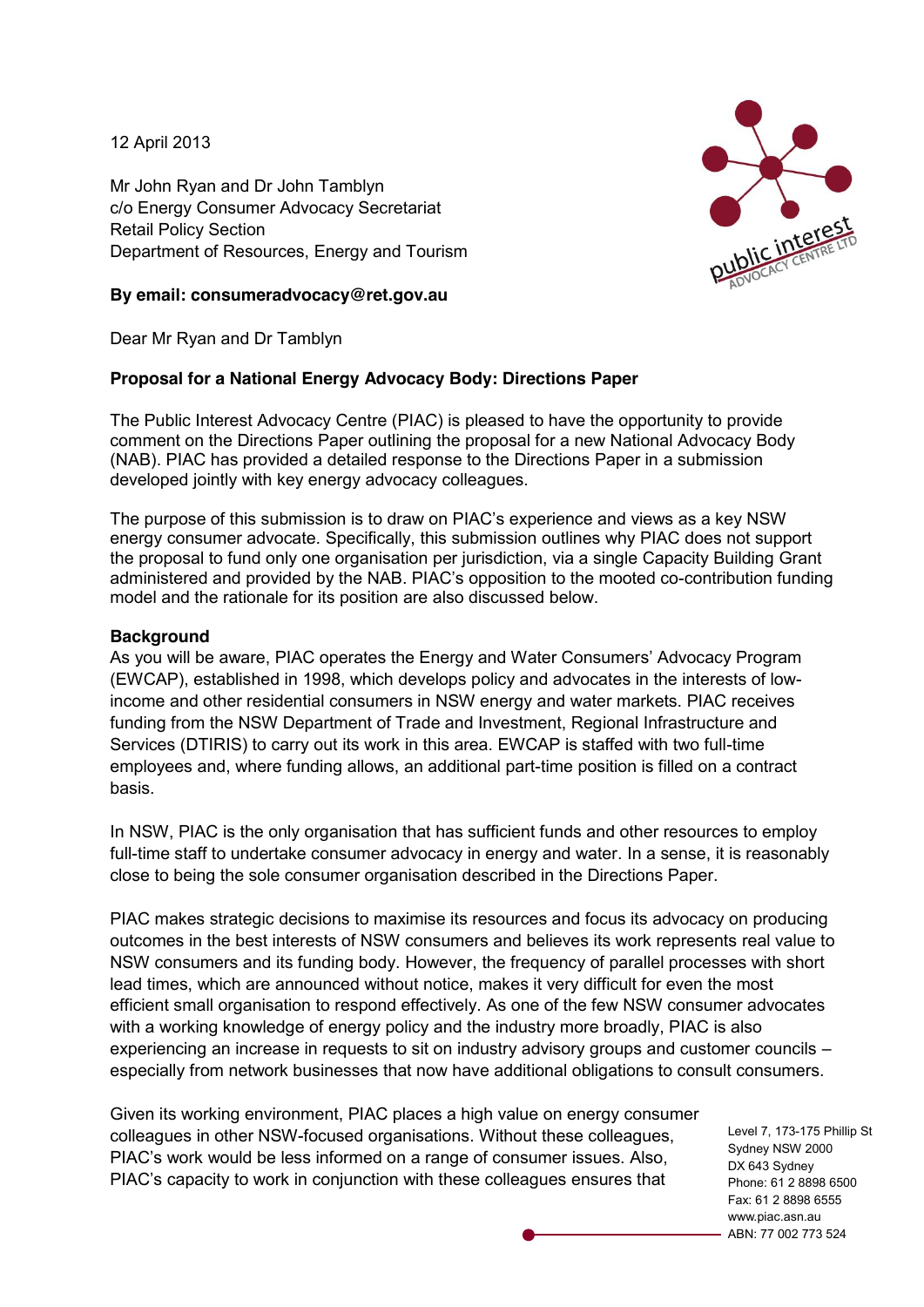12 April 2013

Mr John Ryan and Dr John Tamblyn
c/o Energy Consumer Advocacy Secretariat
Retail Policy Section
Department of Resources, Energy and Tourism

**By email: consumeradvocacy@ret.gov.au**

Dear Mr Ryan and Dr Tamblyn

**Proposal for a National Energy Advocacy Body: Directions Paper**

The Public Interest Advocacy Centre (PIAC) is pleased to have the opportunity to provide comment on the Directions Paper outlining the proposal for a new National Advocacy Body (NAB). PIAC has provided a detailed response to the Directions Paper in a submission developed jointly with key energy advocacy colleagues.

The purpose of this submission is to draw on PIAC's experience and views as a key NSW energy consumer advocate. Specifically, this submission outlines why PIAC does not support the proposal to fund only one organisation per jurisdiction, via a single Capacity Building Grant administered and provided by the NAB. PIAC's opposition to the mooted co-contribution funding model and the rationale for its position are also discussed below.

**Background**

As you will be aware, PIAC operates the Energy and Water Consumers' Advocacy Program (EWCAP), established in 1998, which develops policy and advocates in the interests of low-income and other residential consumers in NSW energy and water markets. PIAC receives funding from the NSW Department of Trade and Investment, Regional Infrastructure and Services (DTIRIS) to carry out its work in this area. EWCAP is staffed with two full-time employees and, where funding allows, an additional part-time position is filled on a contract basis.

In NSW, PIAC is the only organisation that has sufficient funds and other resources to employ full-time staff to undertake consumer advocacy in energy and water. In a sense, it is reasonably close to being the sole consumer organisation described in the Directions Paper.

PIAC makes strategic decisions to maximise its resources and focus its advocacy on producing outcomes in the best interests of NSW consumers and believes its work represents real value to NSW consumers and its funding body. However, the frequency of parallel processes with short lead times, which are announced without notice, makes it very difficult for even the most efficient small organisation to respond effectively. As one of the few NSW consumer advocates with a working knowledge of energy policy and the industry more broadly, PIAC is also experiencing an increase in requests to sit on industry advisory groups and customer councils – especially from network businesses that now have additional obligations to consult consumers.

Given its working environment, PIAC places a high value on energy consumer colleagues in other NSW-focused organisations. Without these colleagues, PIAC's work would be less informed on a range of consumer issues. Also, PIAC's capacity to work in conjunction with these colleagues ensures that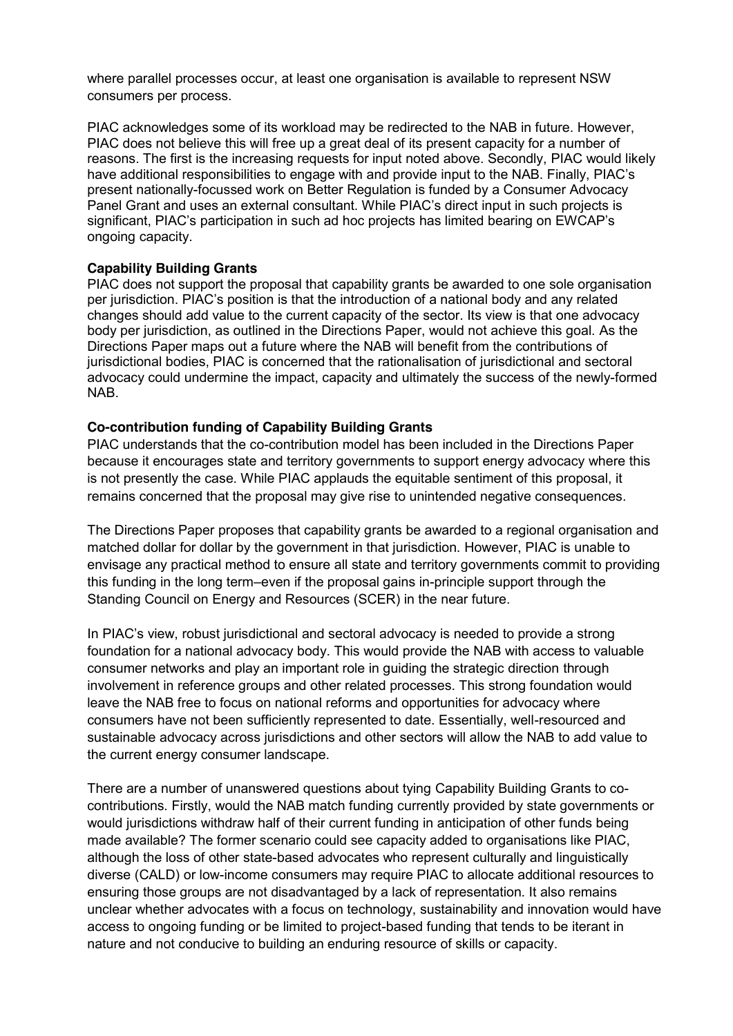where parallel processes occur, at least one organisation is available to represent NSW consumers per process.

PIAC acknowledges some of its workload may be redirected to the NAB in future. However, PIAC does not believe this will free up a great deal of its present capacity for a number of reasons. The first is the increasing requests for input noted above. Secondly, PIAC would likely have additional responsibilities to engage with and provide input to the NAB. Finally, PIAC's present nationally-focussed work on Better Regulation is funded by a Consumer Advocacy Panel Grant and uses an external consultant. While PIAC's direct input in such projects is significant, PIAC's participation in such ad hoc projects has limited bearing on EWCAP's ongoing capacity.

**Capability Building Grants**

PIAC does not support the proposal that capability grants be awarded to one sole organisation per jurisdiction. PIAC's position is that the introduction of a national body and any related changes should add value to the current capacity of the sector. Its view is that one advocacy body per jurisdiction, as outlined in the Directions Paper, would not achieve this goal. As the Directions Paper maps out a future where the NAB will benefit from the contributions of jurisdictional bodies, PIAC is concerned that the rationalisation of jurisdictional and sectoral advocacy could undermine the impact, capacity and ultimately the success of the newly-formed NAB.

**Co-contribution funding of Capability Building Grants**

PIAC understands that the co-contribution model has been included in the Directions Paper because it encourages state and territory governments to support energy advocacy where this is not presently the case. While PIAC applauds the equitable sentiment of this proposal, it remains concerned that the proposal may give rise to unintended negative consequences.

The Directions Paper proposes that capability grants be awarded to a regional organisation and matched dollar for dollar by the government in that jurisdiction. However, PIAC is unable to envisage any practical method to ensure all state and territory governments commit to providing this funding in the long term–even if the proposal gains in-principle support through the Standing Council on Energy and Resources (SCER) in the near future.

In PIAC's view, robust jurisdictional and sectoral advocacy is needed to provide a strong foundation for a national advocacy body. This would provide the NAB with access to valuable consumer networks and play an important role in guiding the strategic direction through involvement in reference groups and other related processes. This strong foundation would leave the NAB free to focus on national reforms and opportunities for advocacy where consumers have not been sufficiently represented to date. Essentially, well-resourced and sustainable advocacy across jurisdictions and other sectors will allow the NAB to add value to the current energy consumer landscape.

There are a number of unanswered questions about tying Capability Building Grants to co-contributions. Firstly, would the NAB match funding currently provided by state governments or would jurisdictions withdraw half of their current funding in anticipation of other funds being made available? The former scenario could see capacity added to organisations like PIAC, although the loss of other state-based advocates who represent culturally and linguistically diverse (CALD) or low-income consumers may require PIAC to allocate additional resources to ensuring those groups are not disadvantaged by a lack of representation. It also remains unclear whether advocates with a focus on technology, sustainability and innovation would have access to ongoing funding or be limited to project-based funding that tends to be iterant in nature and not conducive to building an enduring resource of skills or capacity.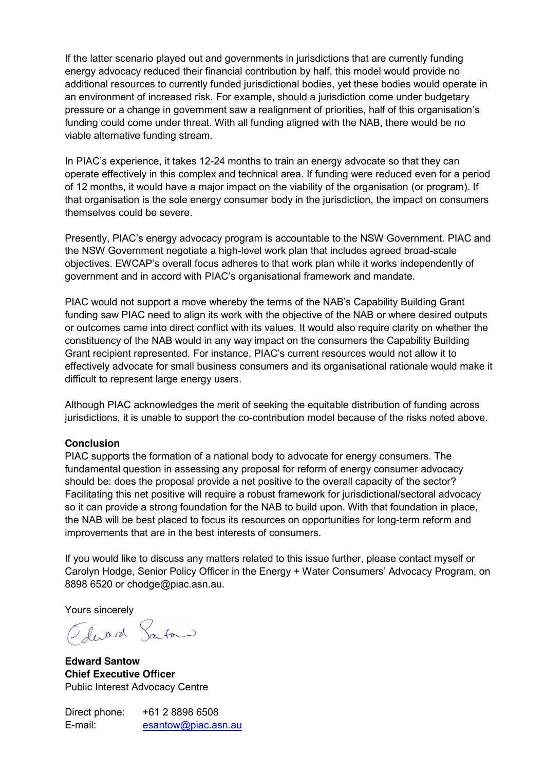If the latter scenario played out and governments in jurisdictions that are currently funding energy advocacy reduced their financial contribution by half, this model would provide no additional resources to currently funded jurisdictional bodies, yet these bodies would operate in an environment of increased risk. For example, should a jurisdiction come under budgetary pressure or a change in government saw a realignment of priorities, half of this organisation's funding could come under threat. With all funding aligned with the NAB, there would be no viable alternative funding stream.

In PIAC's experience, it takes 12-24 months to train an energy advocate so that they can operate effectively in this complex and technical area. If funding were reduced even for a period of 12 months, it would have a major impact on the viability of the organisation (or program). If that organisation is the sole energy consumer body in the jurisdiction, the impact on consumers themselves could be severe.

Presently, PIAC's energy advocacy program is accountable to the NSW Government. PIAC and the NSW Government negotiate a high-level work plan that includes agreed broad-scale objectives. EWCAP's overall focus adheres to that work plan while it works independently of government and in accord with PIAC's organisational framework and mandate.

PIAC would not support a move whereby the terms of the NAB's Capability Building Grant funding saw PIAC need to align its work with the objective of the NAB or where desired outputs or outcomes came into direct conflict with its values. It would also require clarity on whether the constituency of the NAB would in any way impact on the consumers the Capability Building Grant recipient represented. For instance, PIAC's current resources would not allow it to effectively advocate for small business consumers and its organisational rationale would make it difficult to represent large energy users.

Although PIAC acknowledges the merit of seeking the equitable distribution of funding across jurisdictions, it is unable to support the co-contribution model because of the risks noted above.

**Conclusion**

PIAC supports the formation of a national body to advocate for energy consumers. The fundamental question in assessing any proposal for reform of energy consumer advocacy should be: does the proposal provide a net positive to the overall capacity of the sector? Facilitating this net positive will require a robust framework for jurisdictional/sectoral advocacy so it can provide a strong foundation for the NAB to build upon. With that foundation in place, the NAB will be best placed to focus its resources on opportunities for long-term reform and improvements that are in the best interests of consumers.

If you would like to discuss any matters related to this issue further, please contact myself or Carolyn Hodge, Senior Policy Officer in the Energy + Water Consumers' Advocacy Program, on 8898 6520 or chodge@piac.asn.au.

Yours sincerely

Edward Santow

**Edward Santow**
**Chief Executive Officer**
Public Interest Advocacy Centre

Direct phone: +61 2 8898 6508
E-mail: esantow@piac.asn.au